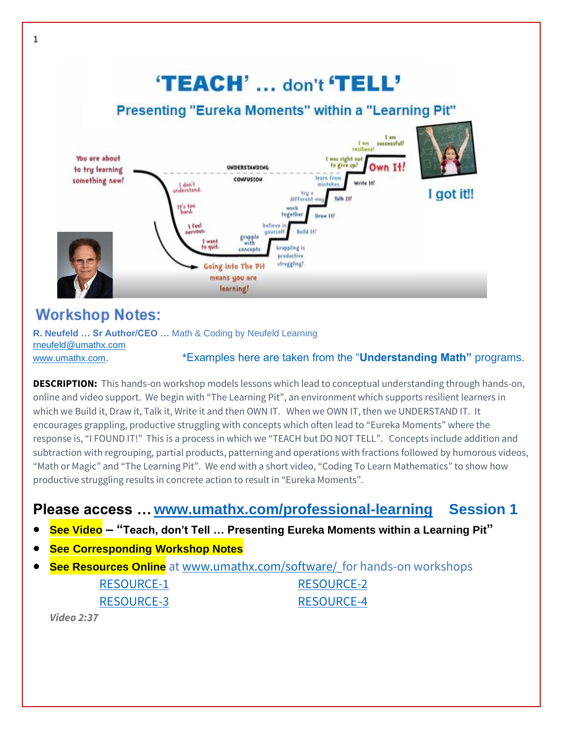# 'TEACH' … don't 'TELL'

## Presenting "Eureka Moments" within a "Learning Pit"

You are about to try learning something new!

UNDERSTANDING

CONFUSION

I don't understand. It's too hard. I feel nervous. I want to quit.

Going into The Pit means you are learning!

grapple with concepts — believe in yourself — work together — try a different way — learn from mistakes — I was right not to give up! — I am resilient! — I am successful!

Grappling is productive struggling! — Build It! — Draw It! — Talk It! — Write It! — Own It!

I got it!!

## Workshop Notes:

**R. Neufeld … Sr Author/CEO …** Math & Coding by Neufeld Learning
rneufeld@umathx.com
www.umathx.com.

*Examples here are taken from the "**Understanding Math"** programs.

**DESCRIPTION:** This hands-on workshop models lessons which lead to conceptual understanding through hands-on, online and video support. We begin with "The Learning Pit", an environment which supports resilient learners in which we Build it, Draw it, Talk it, Write it and then OWN IT. When we OWN IT, then we UNDERSTAND IT. It encourages grappling, productive struggling with concepts which often lead to "Eureka Moments" where the response is, "I FOUND IT!" This is a process in which we "TEACH but DO NOT TELL". Concepts include addition and subtraction with regrouping, partial products, patterning and operations with fractions followed by humorous videos, "Math or Magic" and "The Learning Pit". We end with a short video, "Coding To Learn Mathematics" to show how productive struggling results in concrete action to result in "Eureka Moments".

## Please access … www.umathx.com/professional-learning  Session 1

- **See Video – "Teach, don't Tell … Presenting Eureka Moments within a Learning Pit"**
- **See Corresponding Workshop Notes**
- **See Resources Online** at www.umathx.com/software/ for hands-on workshops

RESOURCE-1  RESOURCE-2
RESOURCE-3  RESOURCE-4

*Video 2:37*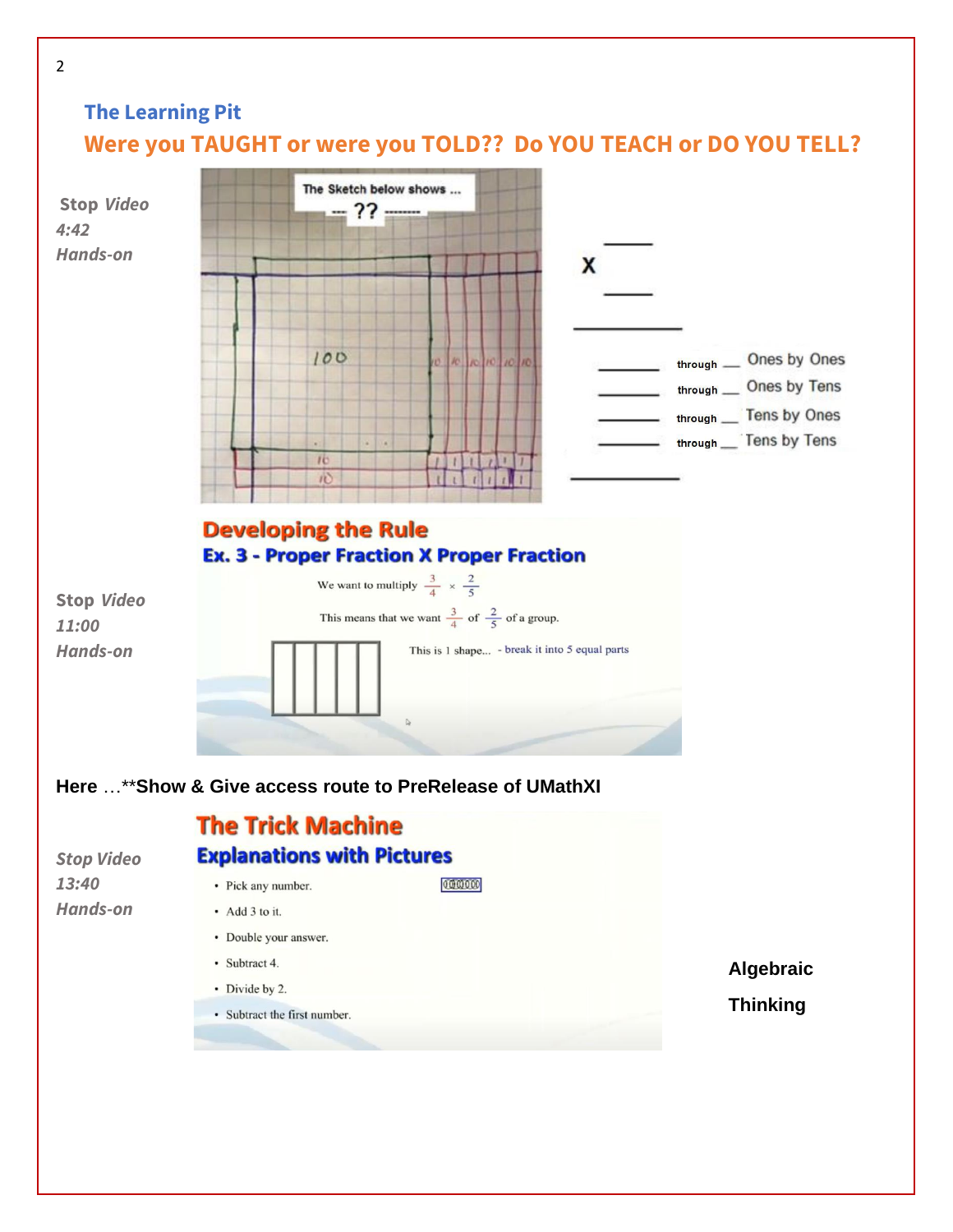## The Learning Pit

## Were you TAUGHT or were you TOLD?? Do YOU TEACH or DO YOU TELL?

**Stop** ***Video***
***4:42***
***Hands-on***

The Sketch below shows ...
--- ?? -------

100

10 10 10 10 10 10

10
10

X ____
____

____

____ through ___ Ones by Ones
____ through ___ Ones by Tens
____ through ___ Tens by Ones
____ through ___ Tens by Tens

____

**Stop** ***Video***
***11:00***
***Hands-on***

**Developing the Rule**

**Ex. 3 - Proper Fraction X Proper Fraction**

We want to multiply $\frac{3}{4} \times \frac{2}{5}$

This means that we want $\frac{3}{4}$ of $\frac{2}{5}$ of a group.

This is 1 shape... - break it into 5 equal parts

**Here** …**Show & Give access route to PreRelease of UMathXI**

***Stop Video***
***13:40***
***Hands-on***

**The Trick Machine**

**Explanations with Pictures**

- Pick any number.
- Add 3 to it.
- Double your answer.
- Subtract 4.
- Divide by 2.
- Subtract the first number.

**Algebraic Thinking**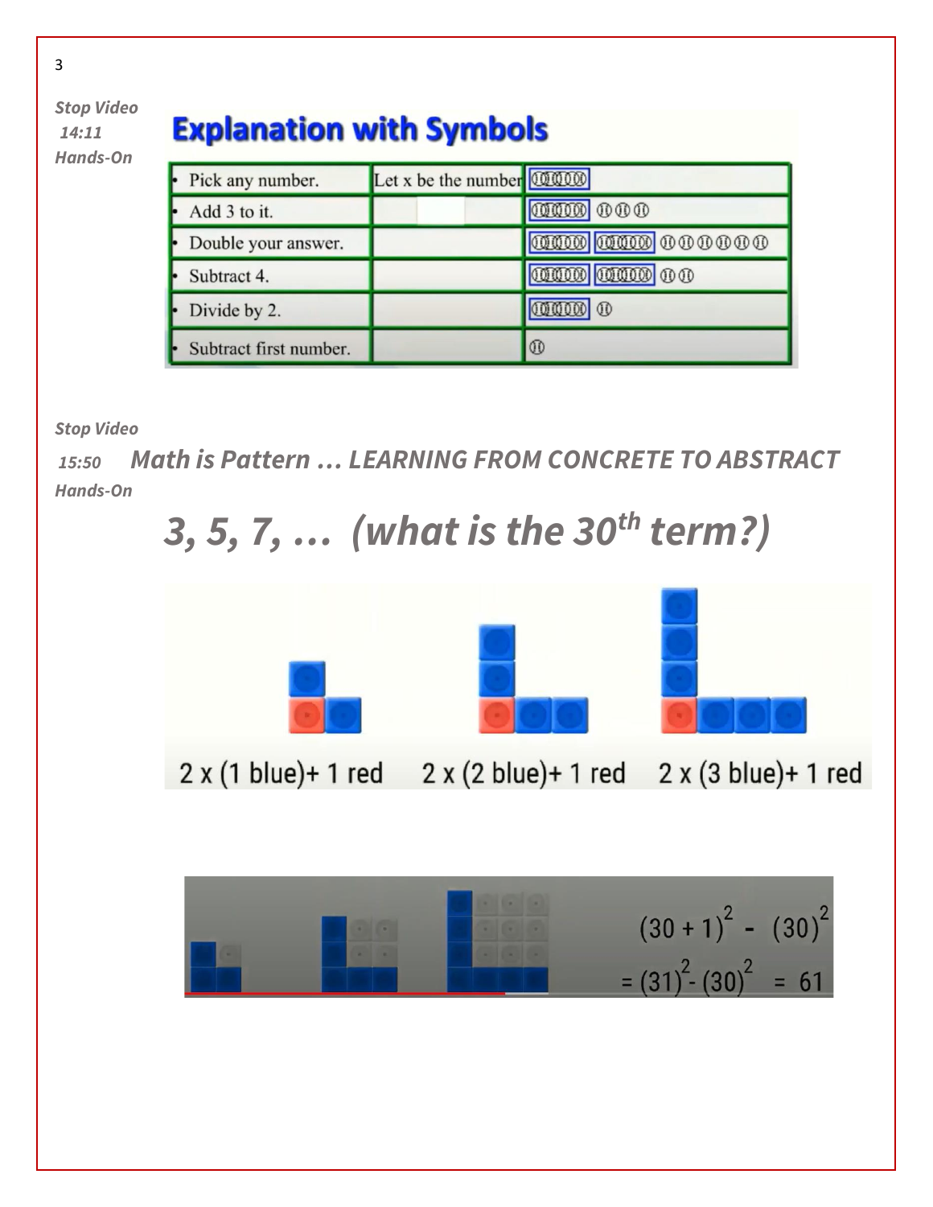*Stop Video*
*14:11*
*Hands-On*

## Explanation with Symbols

| | | |
|---|---|---|
| • Pick any number. | Let x be the number | |
| • Add 3 to it. | | |
| • Double your answer. | | |
| • Subtract 4. | | |
| • Divide by 2. | | |
| • Subtract first number. | | |

*Stop Video*
*15:50*
*Hands-On*

***Math is Pattern … LEARNING FROM CONCRETE TO ABSTRACT***

## *3, 5, 7, … (what is the 30th term?)*

2 x (1 blue)+ 1 red     2 x (2 blue)+ 1 red     2 x (3 blue)+ 1 red

$$(30+1)^2 - (30)^2$$
$$= (31)^2 - (30)^2 = 61$$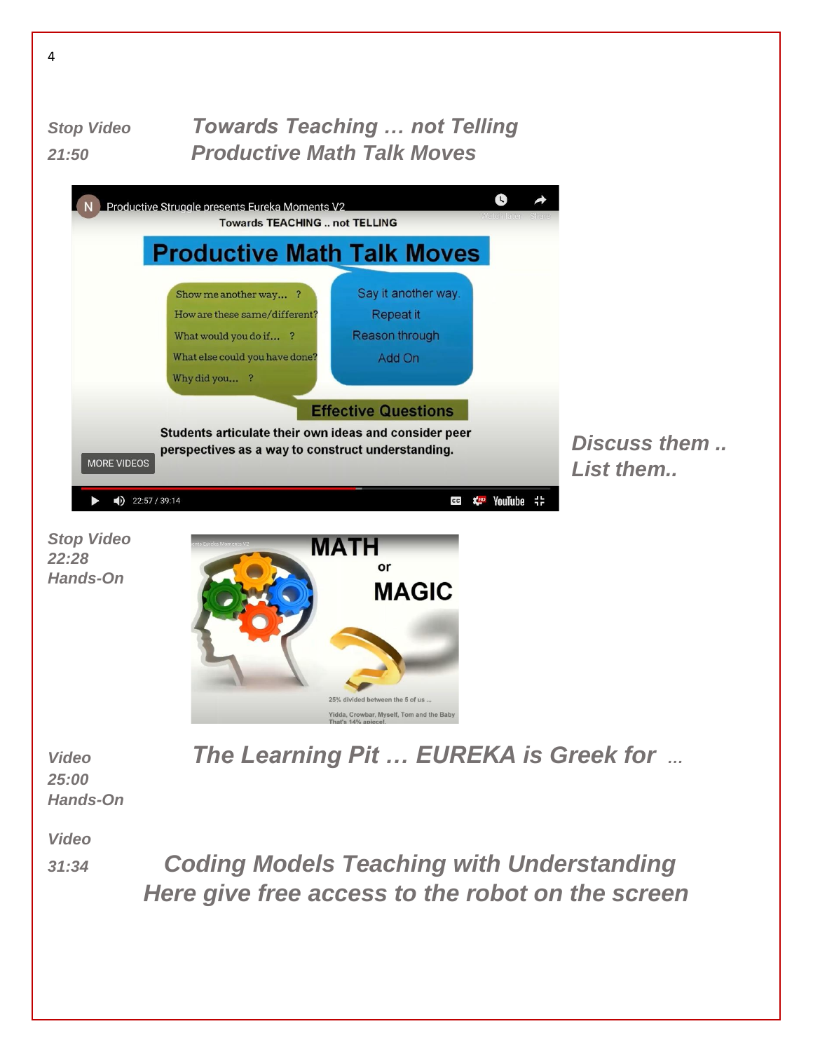*Stop Video*
*21:50*

## *Towards Teaching … not Telling*
## *Productive Math Talk Moves*

*Discuss them ..*
*List them..*

*Stop Video*
*22:28*
*Hands-On*

*Video*
*25:00*
*Hands-On*

## *The Learning Pit … EUREKA is Greek for …*

*Video*
*31:34*

## *Coding Models Teaching with Understanding*
## *Here give free access to the robot on the screen*